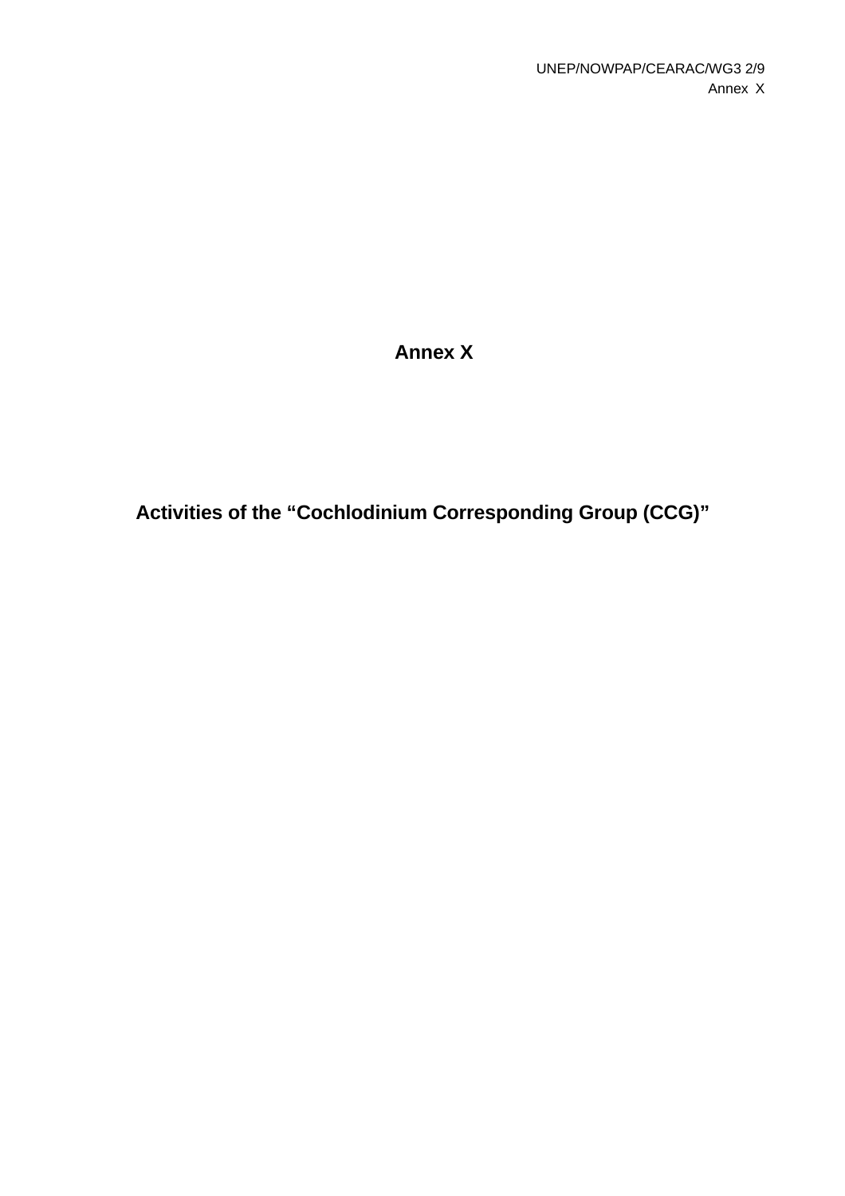# Annex X

## Activities of the "Cochlodinium Corresponding Group (CCG)"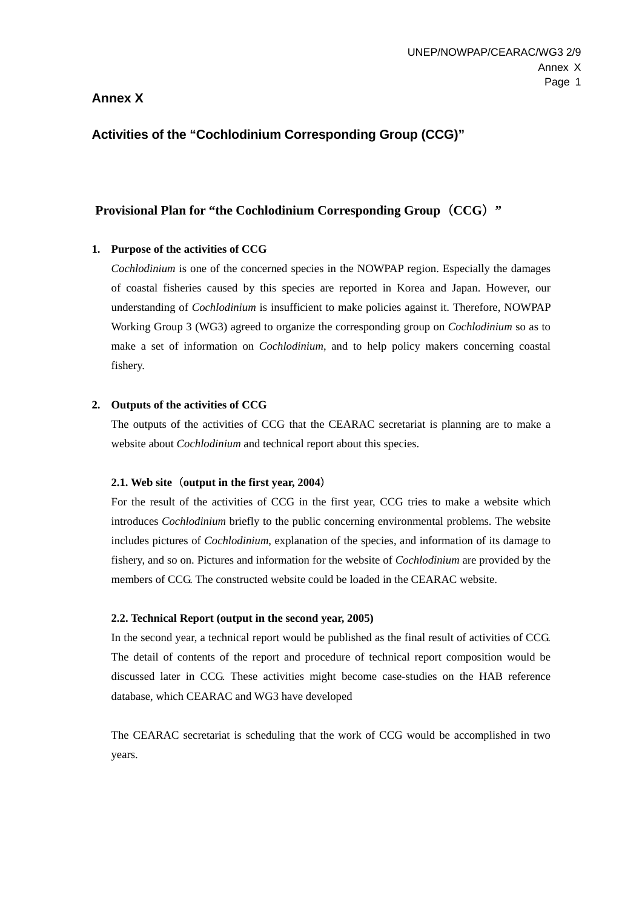# Annex X

## Activities of the "Cochlodinium Corresponding Group (CCG)"

## Provisional Plan for "the Cochlodinium Corresponding Group（CCG）"

### 1. Purpose of the activities of CCG

*Cochlodinium* is one of the concerned species in the NOWPAP region. Especially the damages of coastal fisheries caused by this species are reported in Korea and Japan. However, our understanding of *Cochlodinium* is insufficient to make policies against it. Therefore, NOWPAP Working Group 3 (WG3) agreed to organize the corresponding group on *Cochlodinium* so as to make a set of information on *Cochlodinium*, and to help policy makers concerning coastal fishery.

### 2. Outputs of the activities of CCG

The outputs of the activities of CCG that the CEARAC secretariat is planning are to make a website about *Cochlodinium* and technical report about this species.

#### 2.1. Web site（output in the first year, 2004）

For the result of the activities of CCG in the first year, CCG tries to make a website which introduces *Cochlodinium* briefly to the public concerning environmental problems. The website includes pictures of *Cochlodinium*, explanation of the species, and information of its damage to fishery, and so on. Pictures and information for the website of *Cochlodinium* are provided by the members of CCG. The constructed website could be loaded in the CEARAC website.

#### 2.2. Technical Report (output in the second year, 2005)

In the second year, a technical report would be published as the final result of activities of CCG. The detail of contents of the report and procedure of technical report composition would be discussed later in CCG. These activities might become case-studies on the HAB reference database, which CEARAC and WG3 have developed

The CEARAC secretariat is scheduling that the work of CCG would be accomplished in two years.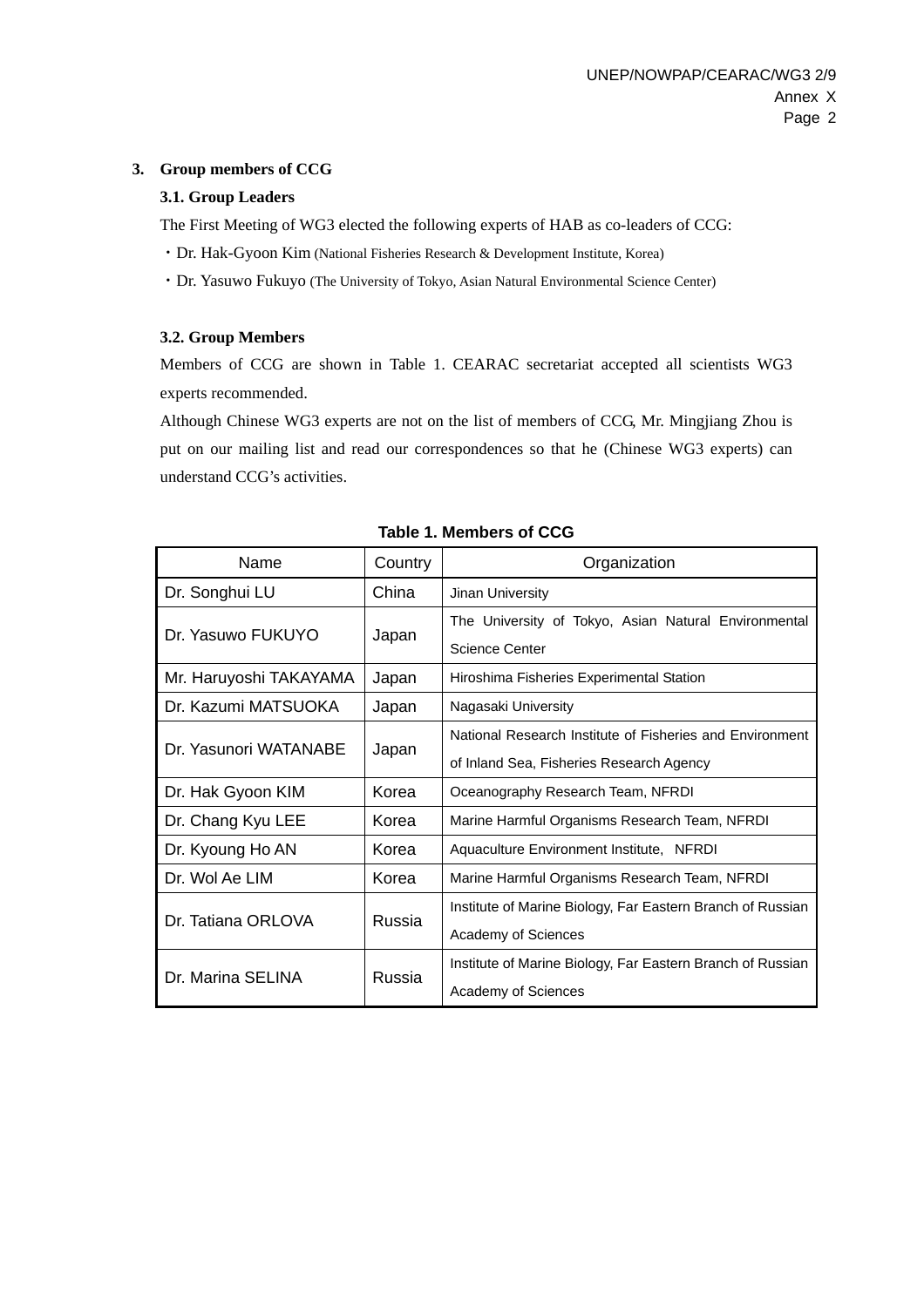## 3. Group members of CCG

### 3.1. Group Leaders

The First Meeting of WG3 elected the following experts of HAB as co-leaders of CCG:

- Dr. Hak-Gyoon Kim (National Fisheries Research & Development Institute, Korea)
- Dr. Yasuwo Fukuyo (The University of Tokyo, Asian Natural Environmental Science Center)

### 3.2. Group Members

Members of CCG are shown in Table 1. CEARAC secretariat accepted all scientists WG3 experts recommended.

Although Chinese WG3 experts are not on the list of members of CCG, Mr. Mingjiang Zhou is put on our mailing list and read our correspondences so that he (Chinese WG3 experts) can understand CCG's activities.

**Table 1. Members of CCG**

| Name | Country | Organization |
|---|---|---|
| Dr. Songhui LU | China | Jinan University |
| Dr. Yasuwo FUKUYO | Japan | The University of Tokyo, Asian Natural Environmental Science Center |
| Mr. Haruyoshi TAKAYAMA | Japan | Hiroshima Fisheries Experimental Station |
| Dr. Kazumi MATSUOKA | Japan | Nagasaki University |
| Dr. Yasunori WATANABE | Japan | National Research Institute of Fisheries and Environment of Inland Sea, Fisheries Research Agency |
| Dr. Hak Gyoon KIM | Korea | Oceanography Research Team, NFRDI |
| Dr. Chang Kyu LEE | Korea | Marine Harmful Organisms Research Team, NFRDI |
| Dr. Kyoung Ho AN | Korea | Aquaculture Environment Institute, NFRDI |
| Dr. Wol Ae LIM | Korea | Marine Harmful Organisms Research Team, NFRDI |
| Dr. Tatiana ORLOVA | Russia | Institute of Marine Biology, Far Eastern Branch of Russian Academy of Sciences |
| Dr. Marina SELINA | Russia | Institute of Marine Biology, Far Eastern Branch of Russian Academy of Sciences |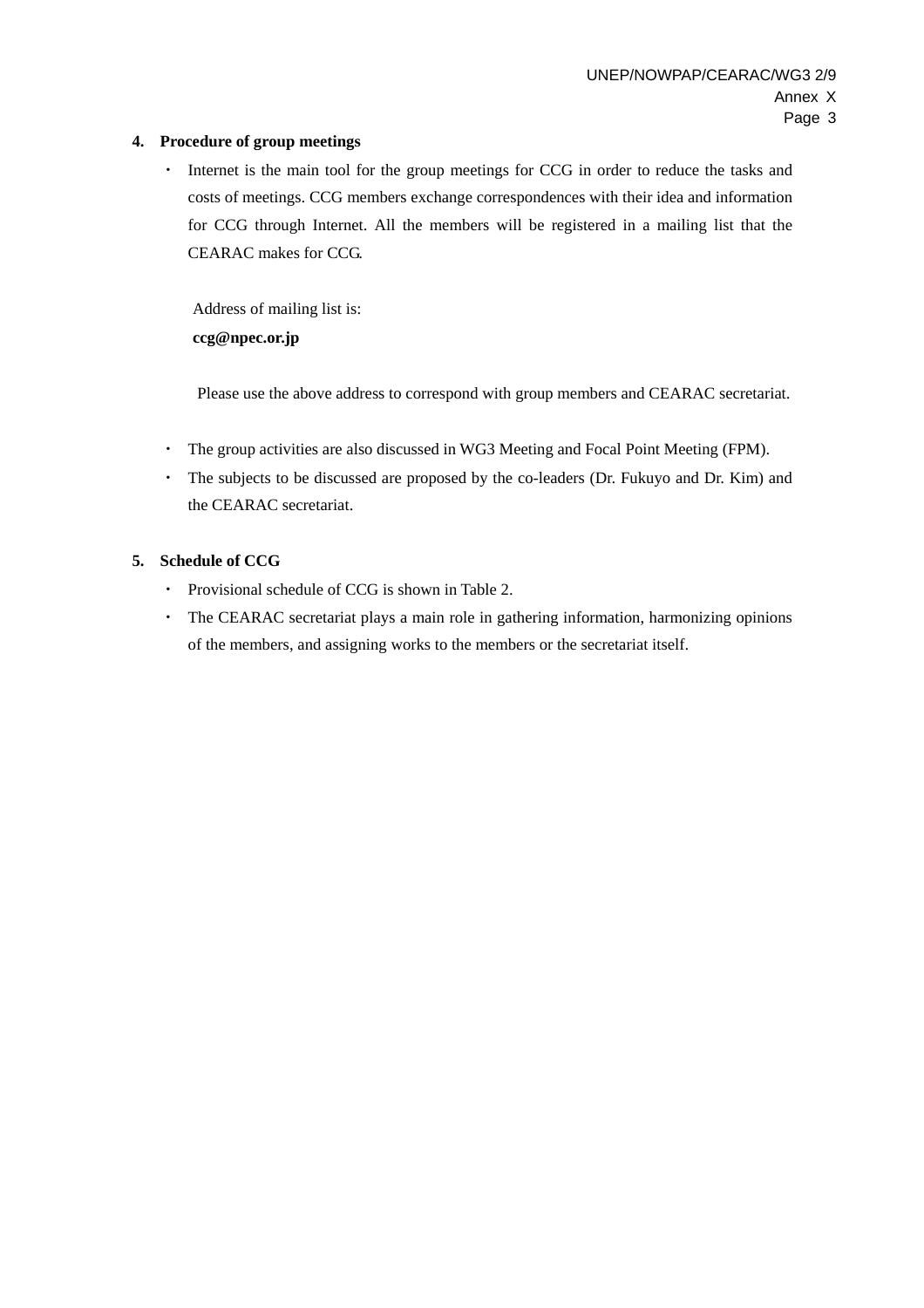## 4. Procedure of group meetings

- Internet is the main tool for the group meetings for CCG in order to reduce the tasks and costs of meetings. CCG members exchange correspondences with their idea and information for CCG through Internet. All the members will be registered in a mailing list that the CEARAC makes for CCG.

  Address of mailing list is:
  **ccg@npec.or.jp**

  Please use the above address to correspond with group members and CEARAC secretariat.

- The group activities are also discussed in WG3 Meeting and Focal Point Meeting (FPM).
- The subjects to be discussed are proposed by the co-leaders (Dr. Fukuyo and Dr. Kim) and the CEARAC secretariat.

## 5. Schedule of CCG

- Provisional schedule of CCG is shown in Table 2.
- The CEARAC secretariat plays a main role in gathering information, harmonizing opinions of the members, and assigning works to the members or the secretariat itself.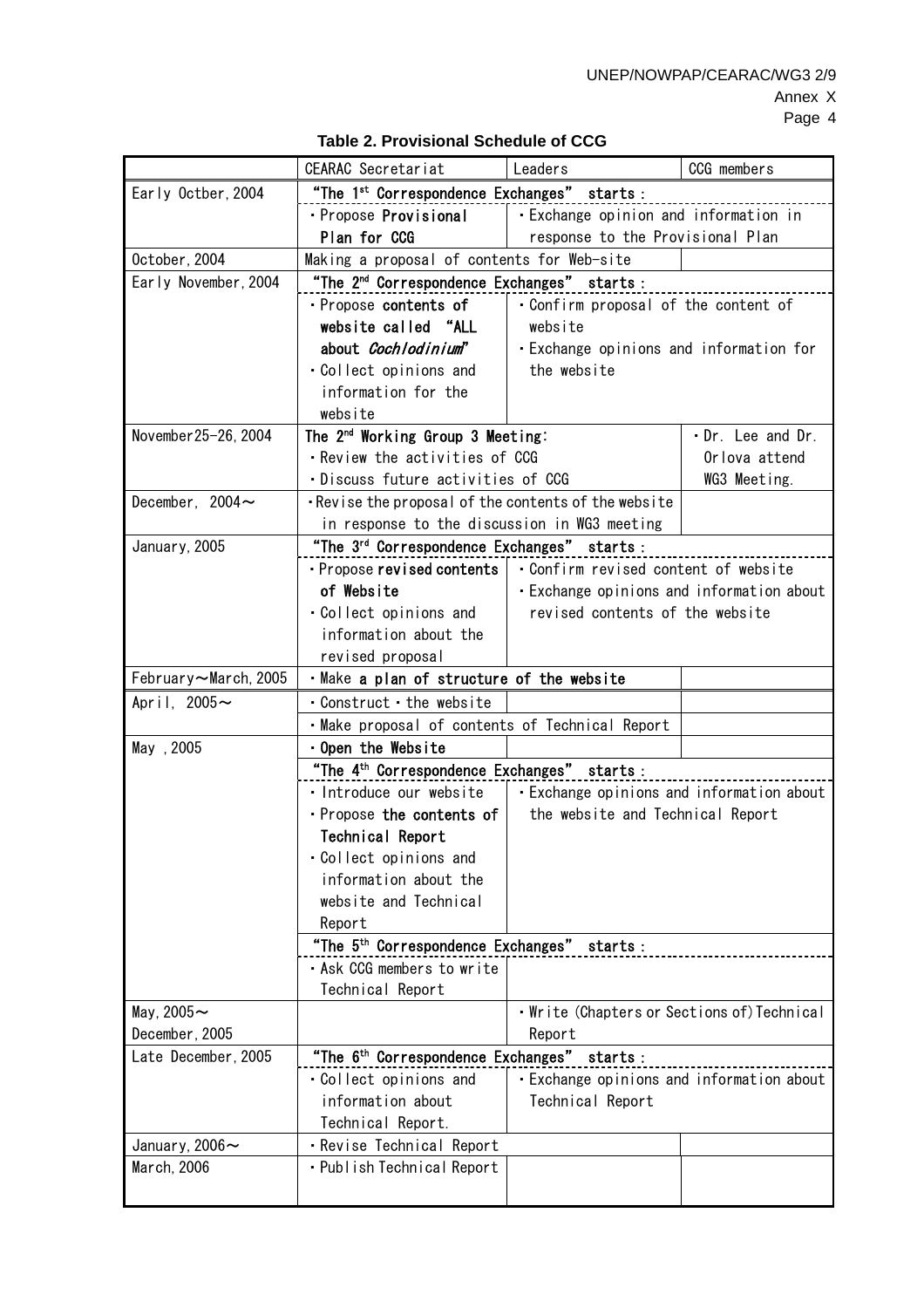**Table 2. Provisional Schedule of CCG**

| | CEARAC Secretariat | Leaders | CCG members |
|---|---|---|---|
| Early Octber, 2004 | "The 1st Correspondence Exchanges" starts: | | |
| | ・Propose **Provisional Plan for CCG** | ・Exchange opinion and information in response to the Provisional Plan | |
| October, 2004 | Making a proposal of contents for Web-site | | |
| Early November, 2004 | "The 2nd Correspondence Exchanges" starts: | | |
| | ・Propose **contents of website called "ALL about *Cochlodinium*"**<br>・Collect opinions and information for the website | ・Confirm proposal of the content of website<br>・Exchange opinions and information for the website | |
| November25-26, 2004 | The 2nd Working Group 3 Meeting:<br>・Review the activities of CCG<br>・Discuss future activities of CCG | | ・Dr. Lee and Dr. Orlova attend WG3 Meeting. |
| December, 2004～ | ・Revise the proposal of the contents of the website in response to the discussion in WG3 meeting | | |
| January, 2005 | "The 3rd Correspondence Exchanges" starts: | | |
| | ・Propose **revised contents of Website**<br>・Collect opinions and information about the revised proposal | ・Confirm revised content of website<br>・Exchange opinions and information about revised contents of the website | |
| February～March, 2005 | ・Make **a plan of structure of the website** | | |
| April, 2005～ | ・Construct・the website | | |
| | ・Make proposal of contents of Technical Report | | |
| May, 2005 | ・**Open the Website** | | |
| | "The 4th Correspondence Exchanges" starts: | | |
| | ・Introduce our website<br>・Propose **the contents of Technical Report**<br>・Collect opinions and information about the website and Technical Report | ・Exchange opinions and information about the website and Technical Report | |
| | "The 5th Correspondence Exchanges" starts: | | |
| | ・Ask CCG members to write Technical Report | | |
| May, 2005～ December, 2005 | | ・Write (Chapters or Sections of) Technical Report | |
| Late December, 2005 | "The 6th Correspondence Exchanges" starts: | | |
| | ・Collect opinions and information about Technical Report. | ・Exchange opinions and information about Technical Report | |
| January, 2006～ | ・Revise Technical Report | | |
| March, 2006 | ・Publish Technical Report | | |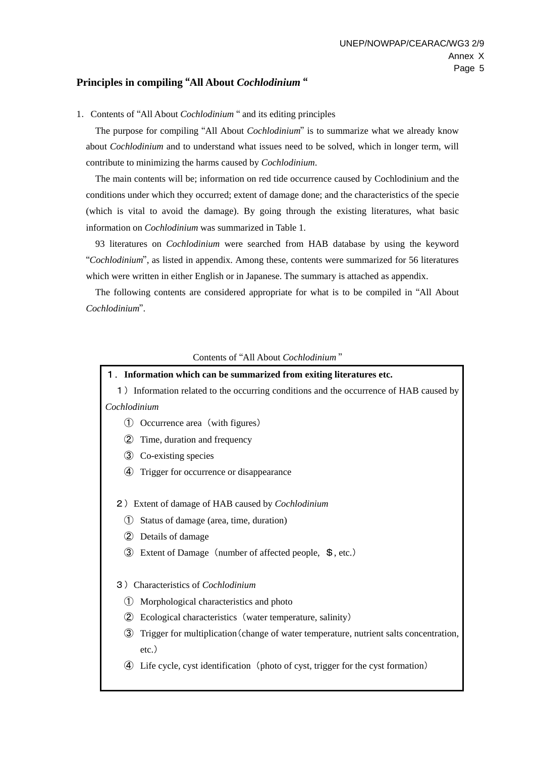## Principles in compiling “All About *Cochlodinium* “

1. Contents of “All About *Cochlodinium* “ and its editing principles

The purpose for compiling “All About *Cochlodinium*” is to summarize what we already know about *Cochlodinium* and to understand what issues need to be solved, which in longer term, will contribute to minimizing the harms caused by *Cochlodinium*.

The main contents will be; information on red tide occurrence caused by Cochlodinium and the conditions under which they occurred; extent of damage done; and the characteristics of the specie (which is vital to avoid the damage). By going through the existing literatures, what basic information on *Cochlodinium* was summarized in Table 1.

93 literatures on *Cochlodinium* were searched from HAB database by using the keyword “*Cochlodinium*”, as listed in appendix. Among these, contents were summarized for 56 literatures which were written in either English or in Japanese. The summary is attached as appendix.

The following contents are considered appropriate for what is to be compiled in “All About *Cochlodinium*”.

Contents of “All About *Cochlodinium* ”

**１．Information which can be summarized from exiting literatures etc.**

１）Information related to the occurring conditions and the occurrence of HAB caused by *Cochlodinium*

① Occurrence area（with figures）

② Time, duration and frequency

③ Co-existing species

④ Trigger for occurrence or disappearance

２）Extent of damage of HAB caused by *Cochlodinium*

① Status of damage (area, time, duration)

② Details of damage

③ Extent of Damage（number of affected people, ＄, etc.）

３）Characteristics of *Cochlodinium*

① Morphological characteristics and photo

② Ecological characteristics（water temperature, salinity）

③ Trigger for multiplication（change of water temperature, nutrient salts concentration, etc.）

④ Life cycle, cyst identification（photo of cyst, trigger for the cyst formation）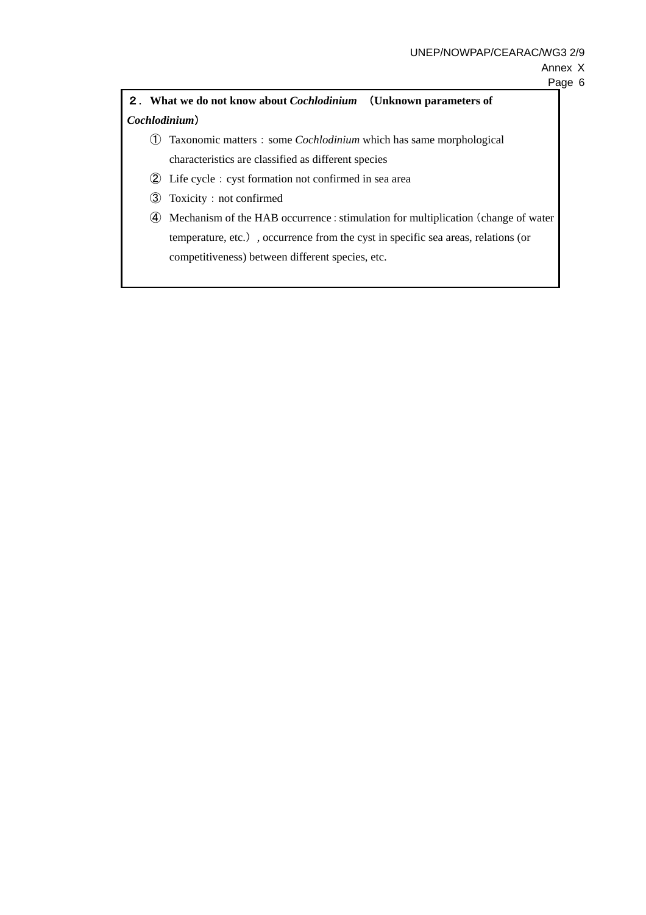## ２．What we do not know about *Cochlodinium* （Unknown parameters of *Cochlodinium*）

① Taxonomic matters：some *Cochlodinium* which has same morphological characteristics are classified as different species

② Life cycle：cyst formation not confirmed in sea area

③ Toxicity：not confirmed

④ Mechanism of the HAB occurrence：stimulation for multiplication（change of water temperature, etc.）, occurrence from the cyst in specific sea areas, relations (or competitiveness) between different species, etc.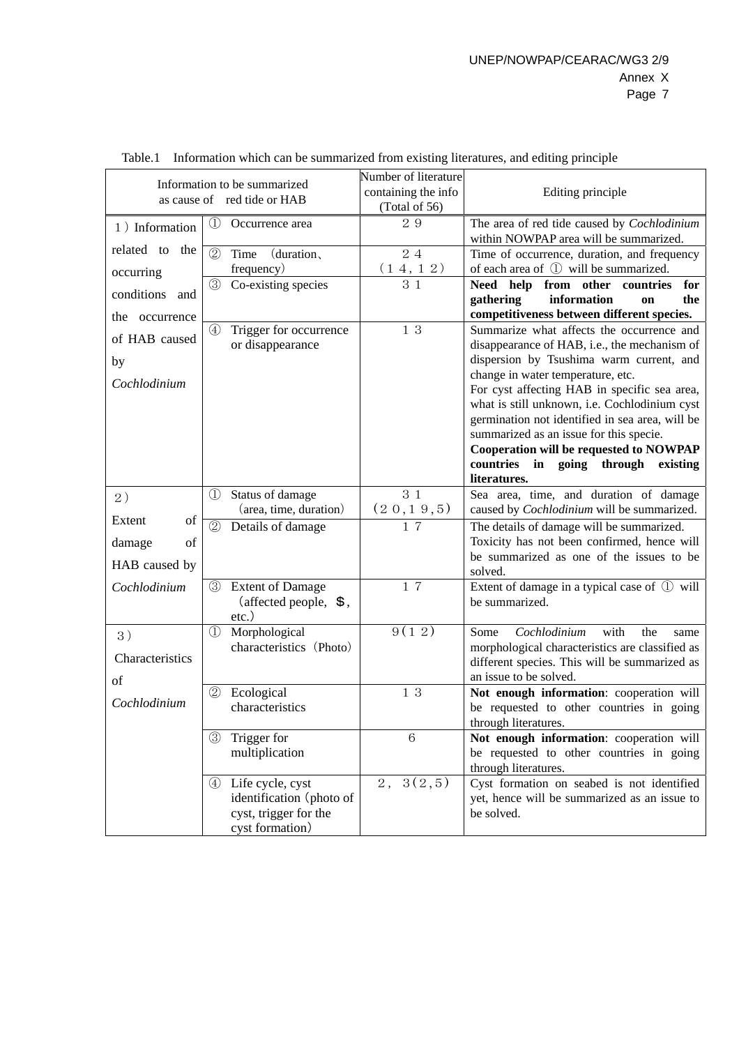Table.1 Information which can be summarized from existing literatures, and editing principle

| Information to be summarized as cause of red tide or HAB | | Number of literature containing the info (Total of 56) | Editing principle |
|---|---|---|---|
| 1) Information related to the occurring conditions and the occurrence of HAB caused by *Cochlodinium* | ① Occurrence area | ２９ | The area of red tide caused by *Cochlodinium* within NOWPAP area will be summarized. |
| | ② Time (duration、frequency) | ２４<br>（１４，１２） | Time of occurrence, duration, and frequency of each area of ① will be summarized. |
| | ③ Co-existing species | ３１ | **Need help from other countries for gathering information on the competitiveness between different species.** |
| | ④ Trigger for occurrence or disappearance | １３ | Summarize what affects the occurrence and disappearance of HAB, i.e., the mechanism of dispersion by Tsushima warm current, and change in water temperature, etc.<br>For cyst affecting HAB in specific sea area, what is still unknown, i.e. Cochlodinium cyst germination not identified in sea area, will be summarized as an issue for this specie.<br>**Cooperation will be requested to NOWPAP countries in going through existing literatures.** |
| 2) Extent of damage of HAB caused by *Cochlodinium* | ① Status of damage (area, time, duration) | ３１<br>（２０，１９，５） | Sea area, time, and duration of damage caused by *Cochlodinium* will be summarized. |
| | ② Details of damage | １７ | The details of damage will be summarized.<br>Toxicity has not been confirmed, hence will be summarized as one of the issues to be solved. |
| | ③ Extent of Damage (affected people, ＄, etc.) | １７ | Extent of damage in a typical case of ① will be summarized. |
| 3) Characteristics of *Cochlodinium* | ① Morphological characteristics (Photo) | ９(１２) | Some *Cochlodinium* with the same morphological characteristics are classified as different species. This will be summarized as an issue to be solved. |
| | ② Ecological characteristics | １３ | **Not enough information**: cooperation will be requested to other countries in going through literatures. |
| | ③ Trigger for multiplication | ６ | **Not enough information**: cooperation will be requested to other countries in going through literatures. |
| | ④ Life cycle, cyst identification (photo of cyst, trigger for the cyst formation) | ２，３(２，５) | Cyst formation on seabed is not identified yet, hence will be summarized as an issue to be solved. |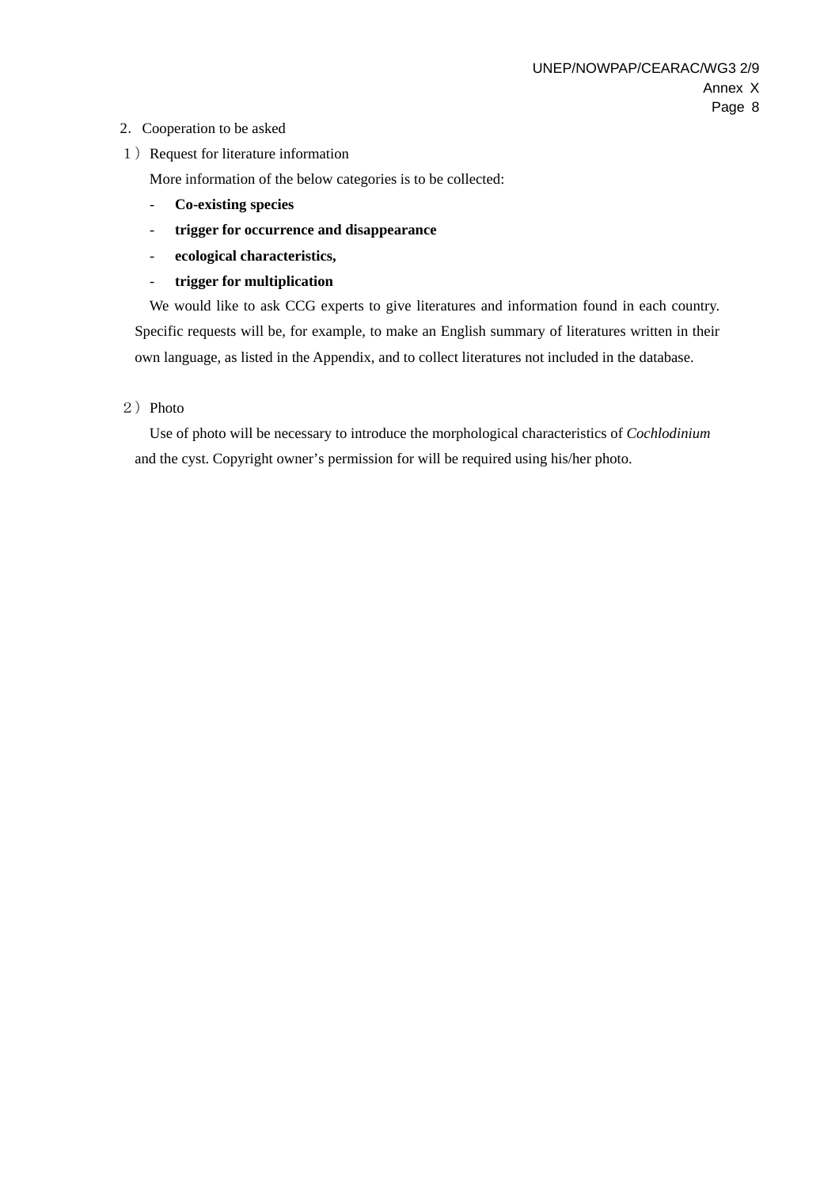2．Cooperation to be asked

１）Request for literature information

More information of the below categories is to be collected:

- **Co-existing species**
- **trigger for occurrence and disappearance**
- **ecological characteristics,**
- **trigger for multiplication**

We would like to ask CCG experts to give literatures and information found in each country. Specific requests will be, for example, to make an English summary of literatures written in their own language, as listed in the Appendix, and to collect literatures not included in the database.

２）Photo

Use of photo will be necessary to introduce the morphological characteristics of *Cochlodinium* and the cyst. Copyright owner’s permission for will be required using his/her photo.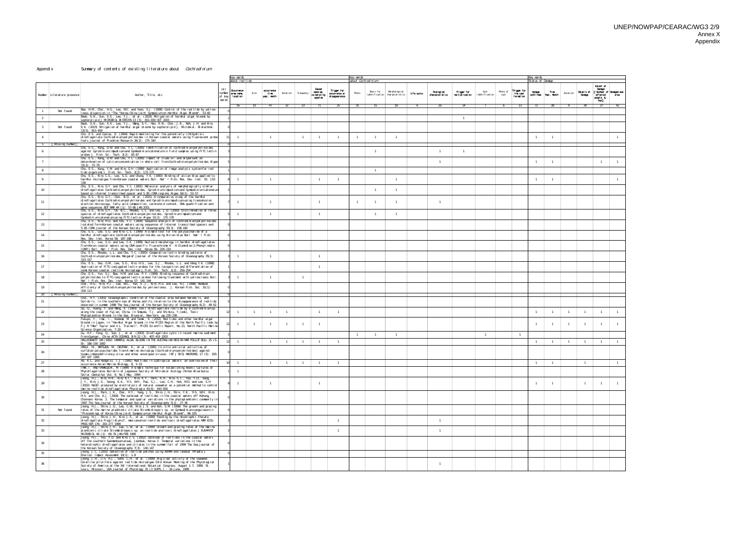Appendix Summary of contents of existing literature about *Cochlodinium*

| Number | Literature presence | Author, Title, etc. | Hit number of key words | Key words about red tide | | | | | | | Key words about *Cochlodinium* | | | | | | | | | Key words Status of Damage | | | | | |
|---|---|---|---|---|---|---|---|---|---|---|---|---|---|---|---|---|---|---|---|---|---|---|---|---|---|
| | | | | Occurrence area name, location | Size | occurrence time year, month | Duration | Frequency | Causal species, co-existing species | Trigger for occurrence or disappearance | Photo | Basis for identification | Morphological characteristics | Life cycle | Ecological characteristics | Trigger for multiplication | Cyst identification | Photo of cyst | Trigger for the cyst formation | Damage confirmed | Time Year, Month | Duration | Details of Damage | Extent of Damage (Number of affected people, etc.) | Damaged sea area |
| | | | | 56 | 10 | 47 | 32 | 23 | 71 | 25 | 35 | 15 | 18 | 6 | 26 | 14 | 7 | 6 | 13 | 72 | 38 | 9 | 39 | 37 | 42 |
| 1 | Not found | Bae, H.M., Choi, H.G., Lee, W.C. and Yoon, S.J. (1998) Control of the red tide by yellow loess dispersion in "The "Korea-China Joint Symposium on Harmful Algal Blooms", 53-60 | 0 | | | | | | | | | | | | | | | | | | | | | | |
| 2 | | Baek, S.H., Sun, X.X., Lee, Y.J., et al. (2003) Mitigation of harmful algal blooms by sophorolipid J MICROBIOL BIOTECHN 13 (5): 651-659 OCT 2003 | 1 | | | | | | | | | | | | | 1 | | | | | | | | | |
| 3 | Not found | Baek, S.H., Sun, X.X., Lee, Y.J., Wang, S.Y., Han, K.N., Choi, J.K., Noh, J.H. and Kim E.K. (2003) Mitigation of harmful algal blooms by sophorolipid. J. Microbiol. Biotechnol. 13(5): 651-659 | 0 | | | | | | | | | | | | | | | | | | | | | | |
| 4 | | Cho, E.S. and Costas, E. (2004) Rapid monitoring for the potentially ichthyotoxic dinoflagellate Cochlodinium polykrikoides in Korean coastal waters using fluorescent probe tools Journal of Plankton Research 26(2): 175-180 | 11 | 1 | | 1 | | 1 | 1 | 1 | 1 | 1 | 1 | | | | | | | 1 | 1 | | | | 1 |
| 5 | [ Missing number ] | | 0 | | | | | | | | | | | | | | | | | | | | | | |
| 6 | | Cho, E.S., Kang, G.W. and Cho, Y.C. (2000) Identification of Cochlodinium polykrikoides against Gyrodinium impudicum and Gymnodinium catenatum in field samples using FITC lectin probes J. Fish. Sci. Tech. 3(2): 83-87 | 3 | | | | | | | | | 1 | | | 1 | 1 | | | | | | | | | |
| 7 | | Cho, E.S., Kang, G.W. and Cho, Y.C. (2000) Impact of crude oil and dispersant on determination of calcium concentration in whole cell from Cochlodinium polykrikoides Algae 15(2): 73-79 | 5 | | | | | | | | | | | | 1 | | | | | 1 | 1 | | | 1 | 1 |
| 8 | | Cho, E.S., Kang, Y.M. and Kim, G.H. (1999) Application of image analysis system for red tide organisms J. Fish. Sci. Tech. 2(2): 172-175 | 1 | | | | | | | | | 1 | | | | | | | | | | | | | |
| 9 | | Cho, E.S., Kim, C.S., Lee, S.G. and Chung, Y.K. (1998) Binding of alcian blue applied to harmful microalgae from Korean coastal waters Bull. Nat'l Fish. Res. Dev. Inst. 55: 133-138 | 8 | 1 | | 1 | | | 1 | 1 | | | 1 | | | | | | | 1 | 1 | | | | 1 |
| 10 | | Cho, E.S., Kim, G.Y. and Cho, Y.C. (2001) Molecular and morphologically similar dinoflagellates Cochlodinium polykrikoides, Gyrodinium impudicum and Gymnodinium catenatum based on internal transcribed spacer and 5.8S rDNA regions Algae 16(1): 53-57 | 2 | | | | | | | | | 1 | 1 | | | | | | | | | | | | |
| 11 | | Cho, E.S., Kim, G.Y., Choi, B.D., et al. (2001) A comparative study of the harmful dinoflagellates Cochlodinium polykrikoides and Gyrodinium impudicum using transmission electron microscopy, fatty acid composition, carotenoid content, DNA quantification and gene sequences BOT MAR 44 (1): 57-66 JAN 2001 | 7 | 1 | | 1 | | | 1 | | 1 | 1 | 1 | | 1 | | | | | | | | | | |
| 12 | | Cho, E.S., Kim, G.Y., Kim, B.C., Rhodes, L.L. and Lee, J.D. (2000) Discrimination of three species of dinoflagellates Cochlodinium polykrikoides, Gyrodinium impudicum and Gymnodinium catenatum using FITC-lectins Algae 15(3): 175-178 | 5 | 1 | | 1 | | | 1 | | | 1 | 1 | | | | | | | | | | | | |
| 13 | | Cho, E.S., Kim, H.G. and Cho, Y.C. (2000) Sequence analysis of Cochlodinium polykrikoides isolated from Korean coastal waters using sequences of internal transcribed spacers and 5.8S rDNA Journal of the Korean Society of Oceanography 35(3): 158-160 | 0 | | | | | | | | | | | | | | | | | | | | | | |
| 14 | | Cho, E.S., Lee, S.G. and Kim, C.S. (1999) A simple test for the polysaccharide of a harmful dinoflagellate Cochlodinium polykrikoides using Alcian blue Bull. Nat'l Fish. Res. Dev. Inst. Korea 56: 187-188 | 0 | | | | | | | | | | | | | | | | | | | | | | |
| 15 | | Cho, E.S., Lee, S.G. and Lee, C.K. (1999) Nucleoid morphology in harmful dinoflagellates from Korean coastal waters using DNA-specific fluorochrome 4'-6-Diamidino-2-Phenylindole (DAPI) Bull. Nat'l Fish. Res. Dev. Inst. Korea 56: 205-210 | 0 | | | | | | | | | | | | | | | | | | | | | | |
| 16 | | Cho, E.S., Rhodes, L.L. and Cho, Y.C. (2000) Comparative lectin binding patterns of Cochlodinium polykrikoides Margalef Journal of the Korean Society of Oceanography 35(3): 153-157 | 3 | 1 | | 1 | | | 1 | | | | | | | | | | | | | | | | |
| 17 | | Cho, E.S., Seo, G.M., Lee, S.G., Kim, H.G., Lee, S.J., Rhodes, L.L. and Hong, Y.K. (1998) Application of FITC-conjugated lectin probes for the recognition and differentiation of some Korean coastal red tide microalgae J. Fish. Sci. Tech. 1(2): 250-254 | 1 | | | | | | 1 | | | | | | | | | | | | | | | | |
| 18 | | Cho, E.S., Yun, S.J., Bae, H.M. and Lee, P.Y. (1999) Binding response of Cochlodinium polykrikoides to FITC-conjugated lectin probes following treatment with yellow loess Bull. Nat'l Fish. Res. Dev. Inst. Korea 57: 141-144 | 3 | 1 | | 1 | | 1 | | | | | | | | | | | | | | | | | |
| 19 | | Choi, H.G., Kim, P.J., Lee, W.C., Yun, S.J., Kim, H.G. and Lee, H.J. (1998) Removal efficiency of Cochlodinium polykrikoides by yellow loess J. Korean Fish. Soc. 31(1): 109-113 | 0 | | | | | | | | | | | | | | | | | | | | | | |
| 20 | [ Missing number ] | | 0 | | | | | | | | | | | | | | | | | | | | | | |
| 21 | | Choi, H.Y. (2001) Oceanographic condition of the coastal area between Narodo Is. and Sorido Is. in the southern sea of Korea and its relation to the disappearance of red-tide observed in summer 1998 The Sea, Journal of the Korean Society of Oceanography 6(2): 49-62 | 0 | | | | | | | | | | | | | | | | | | | | | | |
| 22 | | Du, Q., Huang, Y. and Wang, X. (1993) Toxic dinoflagellate red tide by a Cochlodinium sp. along the coast of Fujian, China. In Smayda, T.J. and Shimizu, Y.(eds), Toxic Phytoplankton Blooms in the Sea. Elsevier, New York, pp.235-238. | 12 | 1 | 1 | 1 | 1 | | 1 | 1 | | | | | | | | | | 1 | 1 | 1 | 1 | 1 | 1 |
| 23 | | Fukuyo, Y., Imai, I., Kodama, M. and Tamai, K. (2002) Red tides and other harmful algal blooms in Japan. In "Harmful Algal blooms in the PICES Region of the North Pacific (eds by F.J.R."Max" Taylor and V.L. Trainer)", PICES Scientific Report, No.23, North Pacific Marine Science Organization, 7-20. | 12 | 1 | 1 | 1 | 1 | 1 | 1 | | | | | | | | | | | 1 | 1 | 1 | 1 | 1 | 1 |
| 24 | | Gu, H.F., Fang, Q., Sun, J., et al. (2003) Dinoflagellate cysts in recent marine sediment from Guangxi, China ACTA OCEANOL SIN 22 (3): 407-419 2003 | 5 | | | | | | | | 1 | 1 | 1 | | | | 1 | | 1 | | | | | | |
| 25 | | HALLEGRAEFF GM (1992) HARMFUL ALGAL BLOOMS IN THE AUSTRALIAN REGION MAR POLLUT BULL 25 (5-8): 186-190 1992 | 12 | 1 | | 1 | 1 | 1 | 1 | 1 | | | | | | | | | | 1 | 1 | 1 | 1 | 1 | 1 |
| 26 | | HASUI, M., MATSUDA, M., OKUTANI, K., et al. (1995) In-vitro antiviral activities of sulfated polysaccharides from a marine microalga (Cochlodinium polykrikoides) against human-immunodeficiency-virus and other enveloped viruses. INT J BIOL MACROMOL 17 (5): 293-297 OCT 1995 | 0 | | | | | | | | | | | | | | | | | | | | | | |
| 27 | | Ho, K.C. and Hodgkiss, I.J. (1991) Red tides in subtropical waters: an overview of their occurrence Asian Marine Biology, 8: 5-23. | 10 | 1 | | 1 | 1 | 1 | 1 | | | | | | | | | | | 1 | 1 | | 1 | | 1 |
| 28 | | TINH, T. AND YAMAGUCHI, M. (1994) A simple technique for Establishing Axenic Cultures of Phytoflagellates Bulletin of Japanese Society of Microbial Ecology (Nihon Biseibutsu Seitai Gakkaishi) Vol. 9, No.1 May, 1994 | 1 | 1 | | | | | | | | | | | | | | | | | | | | | |
| 29 | | Jeong, H.J., Kim, H.R., Kim, K.I., Kim, K.Y., Park, K.H., Kim, S.T., Yoo, Y.D., Song, J.Y., Kim, J.S., Seong, K.A., Yih, W.H., Pae, S.J., Lee, C.H., Huh, M.D. and Lee, S.H (2002) NaOCl produced by electrolysis of natural seawater as a potential method to control marine red-tide dinoflagellates Phycologia 41(6): 643-656 | 8 | 1 | | 1 | | | 1 | | | | | | | | | | | 1 | 1 | | 1 | 1 | 1 |
| 30 | | Jeong, H.J., Park, J.K., Choi, H.Y., Yang, J.S., Shim, J.H., Shin, Y.K., Yih, W.H., Kim, H.S. and Cho, K.J. (2000) The outbreak of red tides in the coastal waters off Kohung, Chonnam, Korea. 2. The temporal and spatial variations in the phytoplanktonic community in 1997 The Sea, Journal of the Korean Society of Oceanography 5(1): 27-36 | 0 | | | | | | | | | | | | | | | | | | | | | | |
| 31 | Not found | Jeong, H.J., Shim, J.G., Lee, C.W., Kim, J.S. and Koh, S.M. (1998) The growth and grazing rates of the marine planktonic ciliate Strombidinopsis sp. on Gymnodinium sanguineum in "Proceedings of Korea-China Joint Symposium on Harmful Algal Blooms", 96-105 | 0 | | | | | | | | | | | | | | | | | | | | | | |
| 32 | | Jeong, H.J., Shim, J.H., Kim, J.S., et al. (1999) Feeding by the mixotrophic thecate dinoflagellate Fragilidium cf. mexicanum on red-tide and toxic dinoflagellates MAR ECOL-PROG SER 176: 263-277 1999 | 2 | | | | | | | 1 | | | | | 1 | | | | | | | | | | |
| 33 | | Jeong, H.J., Shim, J.H., Lee, C.W., et al. (1999) Growth and grazing rates of the marine planktonic ciliate Strombidinopsis sp. on red-tide and toxic dinoflagellates J EUKARYOT MICROBIOL 46 (1): 69-76 JAN-FEB 1999 | 2 | | | | | | | 1 | | | | | 1 | | | | | | | | | | |
| 34 | | Jeong, H.J., Yoo, Y.D. and Kim, J.S. (2002) Outbreak of red tides in the coastal waters off the southern Saemankeum areas, Jeonbuk, Korea 2. Temporal variations in the heterotrophic dinoflagellates and ciliates in the summer-fall of 1999 The Sea, Journal of the Korean Society of Oceanography 7(3): 140-147 | 0 | | | | | | | | | | | | | | | | | | | | | | |
| 35 | | Jeong, J.C. (2001) Detection of red tide patches using AVHRR and Landsat TM data J. Environ. Impact Assessment 10(1): 1-8 | 0 | | | | | | | | | | | | | | | | | | | | | | |
| 36 | | Jeong, J.H., Jin, H.J., Sohn, C.H., et al. (1999) Algicidal activity of the seaweed Corallina pilulifera against red tide microalgae 53rd Annual Meeting of the Phycological Society of America at the XVI International Botanical Congress, August 1-7, 1999, St. Louis, Missouri, USA Journal of Phycology 35 (3 SUPPL.): 16 June, 1999 | 1 | | | | | | | | | | | | 1 | | | | | | | | | | |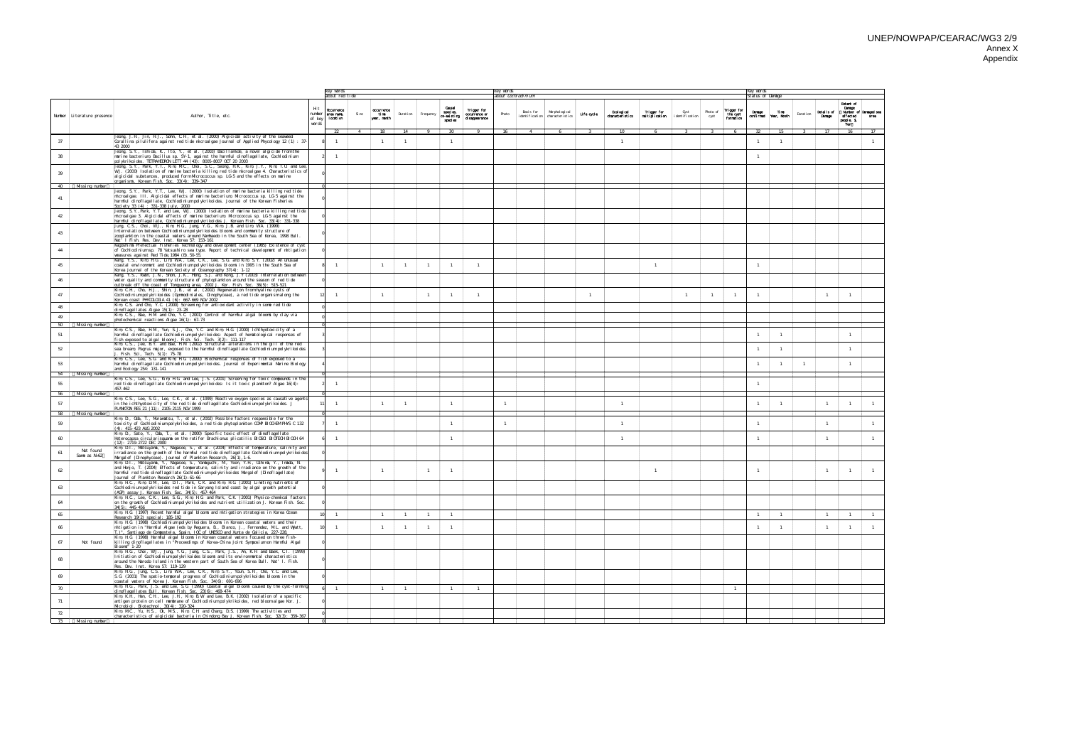| Number | Literature presence | Author, Title, etc. | Hit number of key words | Key words about red tide | | | | | | | Key words about *Cochlodinium* | | | | | | | | | Key words Status of Damage | | | | | |
|---|---|---|---|---|---|---|---|---|---|---|---|---|---|---|---|---|---|---|---|---|---|---|---|---|---|
| | | | | Occurrence area name, location | Size | occurrence time year, month | Duration | Frequency | Causal species, co-existing species | Trigger for occurrence or disappearance | Photo | Basis for identification | Morphological characteristics | Life cycle | Ecological characteristics | Trigger for multiplication | Cyst identification | Photo of cyst | Trigger for the cyst formation | Damage confirmed | Time Year, Month | Duration | Details of Damage | Extent of Damage (Number of affected people, $, Yen) | Damaged sea area |
| | | | | 22 | 4 | 18 | 14 | 9 | 30 | 9 | 16 | 4 | 6 | 3 | 10 | 6 | 3 | 3 | 6 | 32 | 15 | 3 | 17 | 16 | 17 |
| 37 | | Jeong, J.H., Jin, H.J., Sohn, C.H., et al. (2000) Algicidal activity of the seaweed Corallina pilulifera against red tide microalgae Journal of Applied Phycology 12 (1) : 37-43 2000 | 8 | 1 | | 1 | 1 | | 1 | | | | | | 1 | | | | | 1 | 1 | | | | 1 |
| 38 | | Jeong, S.Y., Ishida, K., Ito, Y., et al. (2003) Bacillamide, a novel algicide from the marine bacterium Bacillus sp. SY-1, against the harmful dinoflagellate, Cochlodinium polykrikoides. TETRAHEDRON LETT 44 (43): 8005-8007 OCT 20 2003 | 2 | 1 | | | | | | | | | | | | | | | | 1 | | | | | |
| 39 | | Jeong, S.Y., Park, Y.T., Kim, M.C., Choi, S.C., Seong, H.K., Kim, J.Y., Kim, T.U. and Lee, W.J. (2000) Isolation of marine bacteria killing red tide microalgae 4. Characteristics of algicidal substances, produced form Micrococcus sp. LG-5 and the effects on marine organisms. Korean Fish. Soc. 33(4): 339-347 | 0 | | | | | | | | | | | | | | | | | | | | | | | |
| 40 | [Missing number] | | 0 | | | | | | | | | | | | | | | | | | | | | | |
| 41 | | Jeong, S.Y., Park, Y.T., Lee, W.J. (2000) Isolation of marine bacteria killing red tide microalgae. III. Algicidal effects of marine bacterium Micrococcus sp. LG-5 against the harmful dinoflagellate, Cochlodinium polykrikoides. Journal of the Korean Fisheries Society 33 (4) : 331-338 July, 2000 | 0 | | | | | | | | | | | | | | | | | | | | | | |
| 42 | | Jeong, S.Y., Park, Y.T. and Lee, W.J. (2000) Isolation of marine bacteria killing red tide microalgae 3. Algicidal effects of marine bacterium Micrococcus sp. LG-5 against the harmful dinoflagellate, Cochlodinium polykrikoides J. Korean Fish. Soc. 33(4): 331-338 | 0 | | | | | | | | | | | | | | | | | | | | | | |
| 43 | | Jung, C.S., Choi, W.J., Kim, H.G., Jung, Y.G., Kim, J.B. and Lim, W.A. (1999) Interrelation between Cochlodinium polykrikoides blooms and community structure of zooplankton in the coastal waters around Namhaedo in the South Sea of Korea, 1998 Bull. Nat'l Fish. Res. Dev. Inst. Korea 57: 153-161 | 0 | | | | | | | | | | | | | | | | | | | | | | |
| 44 | | Kagoshima Prefectual Fisheries Technology and development center (1985) Existence of cyst of Cochlodinium sp. 78 Yatsushiro sea type. Report of technical development of mitigation measures against Red Tide, 1984 (8): 50-55 | 0 | | | | | | | | | | | | | | | | | | | | | | |
| 45 | | Kang, Y.S., Kim, H.G., Lim, W.A., Lee, C.K., Lee, S.G. and Kim, S.Y. (2002) An unusual coastal environment and Cochlodinium polykrikoides blooms in 1995 in the South Sea of Korea Journal of the Korean Society of Oceanography 37(4): 1-12 | 8 | 1 | | 1 | 1 | 1 | 1 | 1 | | | | | | 1 | | | | 1 | | | | | |
| 46 | | Kang, Y.S., Kwon, J.N., Shon, J.K., Hong, S.J. and Kong, J.Y.(2003) Interrelation between water quality and community structure of phytoplankton around the season of red tide outbreak off the coast of Tongyeong area, 2002 J. Kor. Fish. Soc. 36(5): 515-521 | 0 | | | | | | | | | | | | | | | | | | | | | | |
| 47 | | Kim C.H., Cho, H.J., Shin, J.B., et al. (2002) Regeneration from hyaline cysts of Cochlodinium polykrikoides (Gymnodiniales, Dinophyceae), a red tide organism along the Korean coast PHYCOLOGIA 41 (6): 667-669 NOV 2002 | 12 | 1 | | 1 | | 1 | 1 | 1 | | | | 1 | | | 1 | 1 | 1 | 1 | | | 1 | 1 | |
| 48 | | Kim C.S. and Cho, Y.C. (2000) Screening for antioxidant activity in some red tide dinoflagellates Algae 15(1): 23-28 | 0 | | | | | | | | | | | | | | | | | | | | | | |
| 49 | | Kim, C.S., Bae, H.M. and Cho, Y.C. (2001) Control of harmful algal blooms by clay via photochemical reactions Algae 16(1): 67-73 | 0 | | | | | | | | | | | | | | | | | | | | | | |
| 50 | [Missing number] | | 0 | | | | | | | | | | | | | | | | | | | | | | |
| 51 | | Kim C.S., Bae, H.M., Yun, S.J., Cho, Y.C. and Kim, H.G. (2000) Ichthyotoxicity of a harmful dinoflagellate Cochlodinium polykrikoides: Aspect of hematological responses of fish exposed to algal bloom). Fish. Sci. Tech. 3(2): 111-117 | 3 | | | | | | | | | | | | | | | | | 1 | 1 | | | 1 | |
| 52 | | Kim, C.S., Jee, B.Y. and Bae, H.M. (2002) Structural alterations in the gill of the red sea bream, Pagrus major, exposed to the harmful dinoflagellate Cochlodinium polykrikoides J. Fish. Sci. Tech. 5(1): 75-78 | 3 | | | | | | | | | | | | | | | | | 1 | 1 | | | 1 | |
| 53 | | Kim, C.S., Lee, S.G. and Kim, H.G. (2000) Biochemical responses of fish exposed to a harmful dinoflagellate Cochlodinium polykrikoides. Journal of Experimental Marine Biology and Ecology 254: 131-141 | 4 | | | | | | | | | | | | | | | | | 1 | 1 | 1 | | 1 | |
| 54 | [Missing number] | | 0 | | | | | | | | | | | | | | | | | | | | | | |
| 55 | | Kim, C.S., Lee, S.G., Kim, H.G. and Lee, J.S. (2001) Screening for toxic compounds in the red tide dinoflagellate Cochlodinium polykrikoides: Is it toxic plankton? Algae 16(4): 457-462 | 2 | 1 | | | | | | | | | | | | | | | | 1 | | | | | |
| 56 | [Missing number] | | 0 | | | | | | | | | | | | | | | | | | | | | | |
| 57 | | Kim, C.S., Lee, S.G., Lee, C.K., et al. (1999) Reactive oxygen species as causative agents in the ichthyotoxicity of the red tide dinoflagellate Cochlodinium polykrikoides. J PLANKTON RES 21 (11): 2105-2115 NOV 1999 | 11 | 1 | | 1 | 1 | | 1 | | 1 | | | | 1 | | | | | 1 | 1 | | 1 | 1 | 1 |
| 58 | [Missing number] | | 0 | | | | | | | | | | | | | | | | | | | | | | |
| 59 | | Kim, D., Oda, T., Muramatsu, T., et al. (2002) Possible factors responsible for the toxicity of Cochlodinium polykrikoides, a red tide phytoplankton COMP BIOCHEM PHYS C 132 (4): 415-423 AUG 2002 | 7 | 1 | | | | | 1 | | 1 | | | | 1 | | | | | 1 | | | 1 | | 1 |
| 60 | | Kim, D., Sato, Y., Oda, T., et al. (2000) Specific toxic effect of dinoflagellate Heterocapsa circularisquama on the rotifer Brachionus plicatilis BIOSCI BIOTECH BIOCH 64 (12): 2719-2722 DEC 2000 | 6 | 1 | | | | | 1 | | | | | | 1 | | | | | 1 | | | 1 | | 1 |
| 61 | Not found Same as No62 | Kim, D.I., Matsuyama, Y., Nagasoe, S., et al. (2004) Effects of temperature, salinity and irradiance on the growth of the harmful red tide dinoflagellate Cochlodinium polykrikoides Margalef (Dinophyceae) Journal of Plankton Research, 26(1): 1-6 | 0 | | | | | | | | | | | | | | | | | | | | | | |
| 62 | | Kim, D.I., Matsuyama, Y., Nagasoe, S., Yamaguchi, M., Yoon, Y.H., Oshima, Y., Imada, N. and Honjo, T. (2004) Effects of temperature, salinity and irradiance on the growth of the harmful red tide dinoflagellate Cochlodinium polykrikoides Margalef (Dinoflagellate) Journal of Plankton Research 26(1): 61-66 | 9 | 1 | | 1 | | 1 | 1 | | | | | | | 1 | | | | 1 | | | 1 | 1 | 1 |
| 63 | | Kim, H.C., Kim, D.M., Lee, D.T., Park, C.K. and Kim, H.G. (2001) Limiting nutrients of Cochlodinium polykrikoides red tide in Saryang Island coast by algal growth potential (AGP) assay J. Korean Fish. Soc. 34(5): 457-464 | 0 | | | | | | | | | | | | | | | | | | | | | | |
| 64 | | Kim, H.C., Lee, C.K., Lee, S.G., Kim, H.G. and Park, C.K. (2001) Physico-chemical factors on the growth of Cochlodinium polykrikoides and nutrient utilization J. Korean Fish. Soc. 34(5): 445-456 | 0 | | | | | | | | | | | | | | | | | | | | | | |
| 65 | | Kim, H.G. (1997) Recent harmful algal blooms and mitigation strategies in Korea Ocean Research 19(2) special: 185-192 | 10 | 1 | | 1 | 1 | 1 | | | | | | | | | | | | 1 | 1 | | 1 | 1 | 1 |
| 66 | | Kim, H.G. (1998) Cochlodinium polykrikoides blooms in Korean coastal waters and their mitigation in "Harmful Algae (eds by Reguera, B., Blanco, J., Fernandez, M.L. and Wyatt, T.)", Santiago de Compostela, Spain, IOC of UNESCO and Xunta de Galicia, 227-228. | 10 | 1 | | 1 | 1 | 1 | | | | | | | | | | | | 1 | 1 | | 1 | 1 | 1 |
| 67 | Not found | Kim, H.G. (1998) Harmful algal blooms in Korean coastal waters focused on three fish-killing dinoflagellates in "Proceedings of Korea-China Joint Symposium on Harmful Algal Blooms" 1-20 | 0 | | | | | | | | | | | | | | | | | | | | | | |
| 68 | | Kim, H.G., Choi, W.J., Jung, Y.G., Jung, C.S., Park, J.S., An, K.H. and Baek, C.I. (1999) Initiation of Cochlodinium polykrikoides blooms and its environmental characteristics around the Narodo Island in the western part of South Sea of Korea Bull. Nat'l. Fish. Res. Dev. Inst. Korea 57: 119-129 | 0 | | | | | | | | | | | | | | | | | | | | | | |
| 69 | | Kim, H.G., Jung, C.S., Lim, W.A., Lee, C.K., Kim, S.Y., Youn, S.H., Cho, Y.C. and Lee, S.G. (2001) The spatio-temporal progress of Cochlodinium polykrikoides blooms in the coastal waters of Korea J. Korean Fish. Soc. 34(6): 691-696 | 0 | | | | | | | | | | | | | | | | | | | | | | |
| 70 | | Kim, H.G., Park, J.S. and Lee, S.G. (1990) Coastal algal blooms caused by the cyst-forming dinoflagellates Bull. Korean Fish. Soc. 23(6): 468-474 | 6 | 1 | | 1 | 1 | | 1 | 1 | | | | | | | | | 1 | | | | | | |
| 71 | | Kim, K.H., Han, C.H., Lee, J.H., Kim, B.W. and Lee, B.K. (2002) Isolation of a specific antigen protein on cell membrane of Cochlodinium polykrikoides, red bloom algae Kor. J. Microbiol. Biotechnol. 30(4): 320-324 | 0 | | | | | | | | | | | | | | | | | | | | | | |
| 72 | | Kim, M.C., Yu, H.S., Ok, M.S., Kim, C.H. and Chang, D.S. (1999) The activities and characteristics of algicidal bacteria in Chindong Bay J. Korean Fish. Soc. 32(3): 359-367 | 0 | | | | | | | | | | | | | | | | | | | | | | |
| 73 | [Missing number] | | 0 | | | | | | | | | | | | | | | | | | | | | | |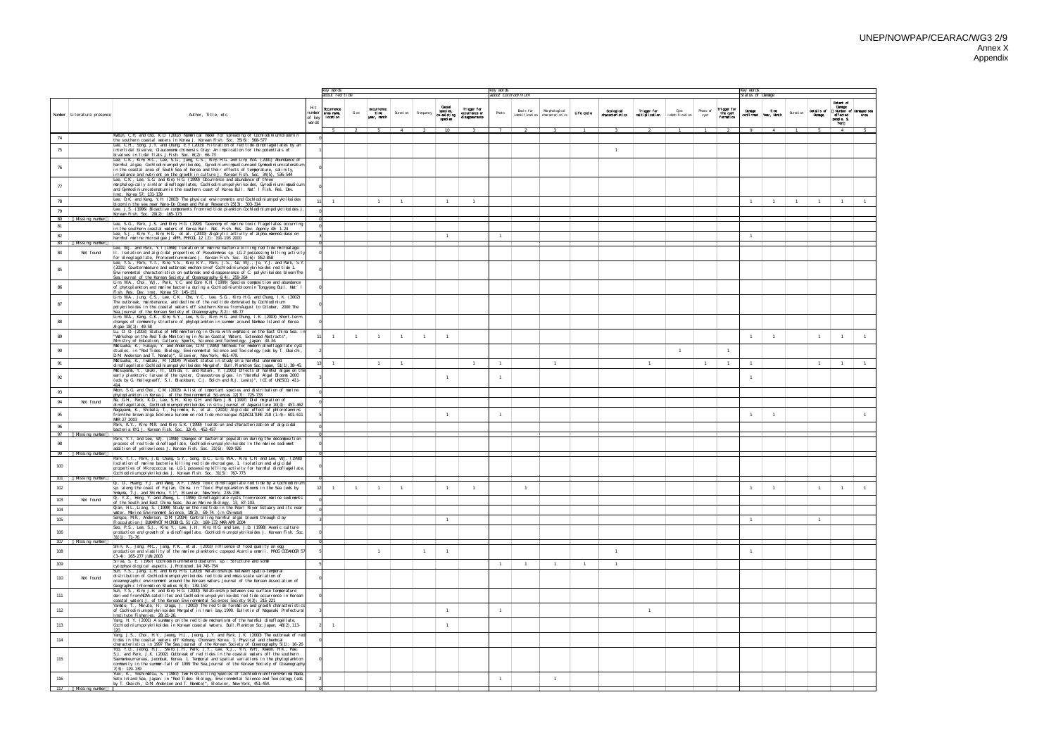| Number | Literature presence | Author, Title, etc. | Hit number of key words | Key words about red tide | | | | | | | Key words about *Cochlodinium* | | | | | | | | | Key words Status of Damage | | | | | |
|---|---|---|---|---|---|---|---|---|---|---|---|---|---|---|---|---|---|---|---|---|---|---|---|---|---|
| | | | | Occurrence area name, location | Size | occurrence time year, month | Duration | Frequency | Causal species, co-existing species | Trigger for occurrence or disappearance | Photo | Basis for identification | Morphological characteristics | Life cycle | Ecological characteristics | Trigger for multiplication | Cyst identification | Photo of cyst | Trigger for the cyst formation | Damage confirmed | Time Year, Month | Duration | Details of Damage | Extent of Damage (Number of affected people, $, Yen) | Damaged sea area |
| | | | | 5 | 2 | 5 | 4 | 2 | 10 | 3 | 7 | 2 | 3 | 1 | 3 | 2 | 1 | 1 | 2 | 9 | 4 | 1 | 5 | 4 | 5 |
| 74 | | Kwoun, C.H. and Cho, K.D. (2002) Numerical model for spreading of Cochlodinium bloom in the southern coastal waters in Korea J. Korean Fish. Soc. 35(6): 568-577 | 0 | | | | | | | | | | | | | | | | | | | | | | |
| 75 | | Lee, C.H., Song, J.Y. and Chung, E.Y.(2003) Filtration of red tide dinoflagellates by an intertidal bivalve, Glauconome chinensis Gray: An implication for the potentials of bivalves in tidal flats J.Fish. Soc. 6(2): 66-73 | 1 | | | | | | | | | | | | 1 | | | | | | | | | | |
| 76 | | Lee, C.K., Kim, H.C., Lee, S.G., Jung, C.S., Kim, H.G. and Lim, W.A. (2001) Abundance of harmful algae, Cochlodinium polykrikoides, Gyrodinium impudicum and Gymnodinium catenatum in the coastal area of South Sea of Korea and their effects of temperature, salinity, irradiance and nutrient on the growth in culture J. Korean Fish. Soc. 34(5), 536-544 | 0 | | | | | | | | | | | | | | | | | | | | | | |
| 77 | | Lee, C.K., Lee, S.G. and Kim, H.G. (1999) Occurrence and abundance of three morphologically similar dinoflagellates, Cochlodinium polykrikoides, Gyrodinium impudicum and Gymnodinium catenatum in the southern coast of Korea Bull. Nat'l Fish. Res. Dev. Inst. Korea 57: 131-139 | 0 | | | | | | | | | | | | | | | | | | | | | | |
| 78 | | Lee, D.K. and Kang, Y.H. (2003) The physical environments and Cochlodinium polykrikoides bloom in the sea near Naro-Do Ocean and Polar Research 25(3): 303-314 | 11 | 1 | | 1 | 1 | | 1 | 1 | | | | | | | | | | 1 | 1 | 1 | 1 | 1 | 1 |
| 79 | | Lee, J.S. (1996) Bioactive components from red tide plankton Cochlodinium polykrikoides J. Korean Fish. Soc. 29(2): 165-173 | 0 | | | | | | | | | | | | | | | | | | | | | | |
| 80 | 【Missing number】 | | 0 | | | | | | | | | | | | | | | | | | | | | | |
| 81 | | Lee, S.G., Park, J.S. and Kim, H.G. (1993) Taxonomy of marine toxic flagellates occurring in the southern coastal waters of Korea Bull. Nat. Fish. Res. Dev. Agency 48: 1-24 | 0 | | | | | | | | | | | | | | | | | | | | | | |
| 82 | | Lee, S.J., Kim, Y., Kim, H.G., et al. (2000) Algalytic activity of alpha-mannosidase on harmful marine microalgae J APPL PHYCOL 12 (2): 191-193 2000 | 3 | | | | | | 1 | | 1 | | | | | | | | | 1 | | | | | |
| 83 | 【Missing number】 | | 0 | | | | | | | | | | | | | | | | | | | | | | |
| 84 | Not found | Lee, W.J. and Park, Y.T.(1998) Isolation of marine bacteria killing red tide microalgae. II. Isolation and algicidal properties of Pseudomonas sp. LG-2 possessing killing activity for dinoflagellate, Prorocentrum micans J. Korean Fish. Soc. 31(6): 852-858 | 0 | | | | | | | | | | | | | | | | | | | | | | |
| 85 | | Lee, Y.S., Park, Y.T., Kim, Y.S., Kim, K.Y., Park, J.S., Go, W.J., Jo, Y.J. and Park, S.Y. (2001) Countermeasure and outbreak mechanism of Cochlodinium polykrikoides red tide 1. Environmental characteristics on outbreak and disappearance of C. polykrikoides bloom The Sea Journal of the Korean Society of Oceanography 6(4): 259-264 | 0 | | | | | | | | | | | | | | | | | | | | | | |
| 86 | | Lim, W.A., Cho, Y.C., Park, Y.C., and Bong, K.H. (1999) Species composition and abundance of phytoplankton and marine bacteria during a Cochlodinium bloom in Tongyong Bull. Nat'l Fish. Res. Dev. Inst. Korea 57: 145-151 | 0 | | | | | | | | | | | | | | | | | | | | | | |
| 87 | | Lim, W.A., Jung, C.S., Lee, C.K., Cho, Y.C., Lee, S.G., Kim, H.G. and Chung, I.K. (2002) The outbreak, maintenance, and decline of the red tide dominated by Cochlodinium polykrikoides in the coastal waters off southern Korea from August to October, 2000 The Sea Journal of the Korean Society of Oceanography 7(2): 68-77 | 0 | | | | | | | | | | | | | | | | | | | | | | |
| 88 | | Lim, W.A., Kang, C.K., Kim, S.Y., Lee, S.G., Kim, H.G. and Chung, I.K. (2003) Short-term changes of community structure of phytoplankton in summer around Namhae Island of Korea Algae 18(1): 49-58 | 0 | | | | | | | | | | | | | | | | | | | | | | |
| 89 | | Lu, D.D. (2003) Status of HAB monitoring in China with emphasis on the East China Sea. in "Workshop on the Red Tide Monitoring in Asian Coastal Waters, Extended Abstracts", Ministry of Education, Culture, Sports, Science and Technology, Japan: 30-34 | 11 | 1 | 1 | 1 | 1 | 1 | 1 | | | | | | | | | | | 1 | 1 | | 1 | 1 | 1 |
| 90 | | Matsuoka, K., Fukuyo, Y. and Anderson, D.M. (1989) Methods for modern dinoflagellate cyst studies. in "Red Tides: Biology, Environmental Science and Toxicology (eds by T. Okaichi, D.M. Anderson and T. Nemoto)", Elsevier, New York, 461-479. | 2 | | | | | | | | | | | | | | 1 | | 1 | | | | | | |
| 91 | | Matsuoka, K., Iwataki, M.(2004) Present status in study on a harmful unarmored dinoflagellate Cochlodinium polykrikoides Margalef. Bull. Plankton Soc. Japan, 51(1), 38-45. | 13 | | | 1 | 1 | | | 1 | 1 | | 1 | | | 1 | | 1 | 1 | 1 | | | 1 | 1 | 1 |
| 92 | | Matsuyama, Y., Usuki, H., Uchida, T. and Kotani, Y. (2001) Effects of harmful algae on the early planktonic larvae of the oyster, Crassostrea gigas. in "Harmful Algal Blooms 2000 (eds by G. Hallegraeff, S.I. Blackburn, C.J. Bolch and R.J. Lewis)", IOC of UNESCO, 411-414. | 3 | | | | | | 1 | | 1 | | | | | | | | | 1 | | | | | |
| 93 | | Moon, S.G. and Choi, C.M. (2003) A list of important species and distribution of marine phytoplankton in Korea J. of the Environmental Sciences 12(7): 725-733 | 0 | | | | | | | | | | | | | | | | | | | | | | |
| 94 | Not found | Na, G.H., Park, K.D., Lee, S.H., Kim, G.H. and Nam, J.B. (1997) Diel migration of dinoflagellates, Cochlodinium polykrikoides in situ Journal of Aquaculture 10(4): 457-462 | 0 | | | | | | | | | | | | | | | | | | | | | | |
| 95 | | Nagayama, K., Shibata, T., Fujimoto, K., et al. (2003) Algicidal effect of phlorotannins from the brown alga Ecklonia kurome on red tide microalgae AQUACULTURE 218 (1-4): 601-611 MAR 27 2003 | 5 | | | | | | 1 | | 1 | | | | | | | | | 1 | 1 | | | | 1 |
| 96 | | Park, K.Y., Kim, M.R. and Kim, S.K. (1999) Isolation and characterization of algicidal bacteria KY1 J. Korean Fish. Soc. 32(4), 452-457 | 0 | | | | | | | | | | | | | | | | | | | | | | |
| 97 | 【Missing number】 | | 0 | | | | | | | | | | | | | | | | | | | | | | |
| 98 | | Park, Y.T. and Lee, W.J. (1998) Changes of bacterial population during the decomposition process of red tide dinoflagellate, Cochlodinium polykrikoides in the marine sediment addition of yellow loess J. Korean Fish. Soc. 31(6): 920-926 | 0 | | | | | | | | | | | | | | | | | | | | | | |
| 99 | 【Missing number】 | | 0 | | | | | | | | | | | | | | | | | | | | | | |
| 100 | | Park, Y.T., Park, J.B., Chung, S.Y., Song, B.C., Lim, W.A., Kim, C.H. and Lee, W.J. (1998) Isolation of marine bacteria killing red tide microalgae. 1. Isolation and algicidal properties of Micrococcus sp. LG-1 possessing killing activity for harmful dinoflagellate, Cochlodinium polykrikoides J. Korean Fish. Soc. 31(5): 767-773 | 0 | | | | | | | | | | | | | | | | | | | | | | |
| 101 | 【Missing number】 | | 0 | | | | | | | | | | | | | | | | | | | | | | |
| 102 | | Qi, D., Huang, Y.J. and Wang, X.F. (1993) Toxic dinoflagellate red tide by a Cochlodinium sp. along the coast of Fujian, China in "Toxic Phytoplankton Blooms in the Sea (eds by Smayda, T.J. and Shimizu, Y.)", Elsevier, New York, 235-238. | 12 | 1 | 1 | 1 | 1 | | 1 | 1 | | 1 | | | | | | | | 1 | 1 | | 1 | 1 | 1 |
| 103 | Not found | Qi, Y.Z., Hong, Y. and Zheng, L. (1996) Dinoflagellate cysts from recent marine sediments of the South and East China Seas. Asian Marine Biology, 13, 87-103. | 0 | | | | | | | | | | | | | | | | | | | | | | |
| 104 | | Qian, H.L., Liang, S. (1999) Study on the red tide in the Pearl River Estuary and its near water. Marine Environment Science. 18(3), 69-74. (in Chinese) | 0 | | | | | | | | | | | | | | | | | | | | | | |
| 105 | | Sengco, M.R., Anderson, D.M.(2004) Controlling harmful algal blooms through clay flocculation J EUKARYOT MICROBIOL 51 (2): 169-172 MAR-APR 2004 | 1 | | | | | | 1 | | | | | | | | | | | 1 | | | 1 | | |
| 106 | | Seo, P.S., Lee, S.J., Kim, Y., Lee, J.H., Kim, H.G. and Lee, J.D. (1998) Axenic culture production and growth of a dinoflagellate, Cochlodinium polykrikoides J. Korean Fish. Soc. 31(1): 71-76 | 0 | | | | | | | | | | | | | | | | | | | | | | |
| 107 | 【Missing number】 | | 0 | | | | | | | | | | | | | | | | | | | | | | |
| 108 | | Shin, K., Jang, M.C., Jang, P.K., et al. (2003) Influence of food quality on egg production and viability of the marine planktonic copepod Acartia omorii. PROG OCEANOGR 57 (3-4): 265-277 JUN 2003 | 5 | | | 1 | | 1 | 1 | | | | | | 1 | | | | | 1 | | | | | |
| 109 | | Silva, S. E. (1967) Cochlodinium heterolobatum n. sp.: Structure and some cytophysiological aspects. J. Protozool. 14: 745-754 | 5 | | | | | | | | 1 | 1 | 1 | 1 | 1 | | | | | | | | | | |
| 110 | Not found | Suh, Y.S., Jang, L.H. and Kim, H.G. (2003) Relationships between spatio-temporal distribution of Cochlodinium polykrikoides red tide and meso-scale variation of oceanographic environment around the Korean waters Journal of the Korean Association of Geographic Information Studies 6(3): 139-150 | 0 | | | | | | | | | | | | | | | | | | | | | | |
| 111 | | Suh, Y.S., Kim, J.H. and Kim, H.G. (2000) Relationship between sea surface temperature derived from NOAA satellites and Cochlodinium polykrikoides red tide occurrence in Korean coastal waters J. of the Korean Environmental Sciences Society 9(3): 215-221 | 0 | | | | | | | | | | | | | | | | | | | | | | |
| 112 | | Yamato, T., Maruta, H., Uaga, J. (2003) The red tide formation and growth characteristics of Cochlodinium polykrikoides Margalef in Imari bay,1999. Bulletin of Nagasaki Prefectural Institute Fisheries. 28, 21-26. | 3 | | | | | | 1 | | 1 | | | | | 1 | | | | | | | | | |
| 113 | | Yang, H.Y. (2001) A summary on the red tide mechanisms of the harmful dinoflagellate, Cochlodinium polykrikoides in Korean coastal waters. Bull. Plankton Soc. Japan, 48(2), 113-120. | 2 | 1 | | | | | 1 | | | | | | | | | | | | | | | | |
| 114 | | Yang, J.S., Choi, H.Y., Jeong, H.J., Jeong, J.Y. and Park, J.K. (2000) The outbreak of red tides in the coastal waters off Kohung, Chonnam, Korea. 1. Physical and chemical characteristics in 1997 The Sea Journal of the Korean Society of Oceanography 5(1): 16-26 | 0 | | | | | | | | | | | | | | | | | | | | | | |
| 115 | | Yoo, Y.D., Jeong, H.J., Shim, J.H., Park, J.Y., Lee, K.J., Yih, W.H., Kwoon, H.K., Pae, S.J. and Park, J.K. (2002) Outbreak of red tides in the coastal waters off the southern Saemankeum area, Jeonbuk, Korea. 1. Temporal and spatial variations in the phytoplankton community in the summer-fall of 1999 The Sea Journal of the Korean Society of Oceanography 7(3): 129-139 | 0 | | | | | | | | | | | | | | | | | | | | | | |
| 116 | | Yuki, K., Yoshimatsu, S. (1987) Two fish-killing species of Cochlodinium from Harima Nada, Seto Inland Sea, Japan. in "Red Tides: Biology, Environmental Science and Toxicology (eds by T. Okaichi, D.M. Anderson and T. Nemoto)", Elsevier, New York, 451-454. | 2 | | | | | | | | 1 | | 1 | | | | | | | | | | | | |
| 117 | 【Missing number】 | | 0 | | | | | | | | | | | | | | | | | | | | | | |